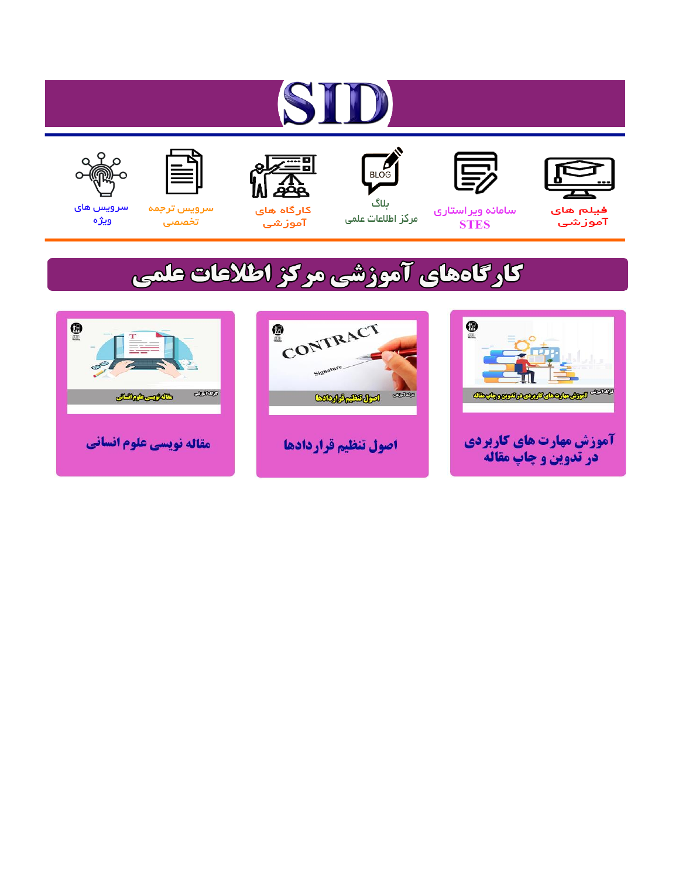# SID

فیلم های آموزشی | سامانه ویراستاری STES | بلاگ مرکز اطلاعات علمی | کارگاه های آموزشی | سرویس ترجمه تخصصی | سرویس های ویژه

## کارگاه‌های آموزشی مرکز اطلاعات علمی

آموزش مهارت های کاربردی در تدوین و چاپ مقاله

اصول تنظیم قراردادها

مقاله نویسی علوم انسانی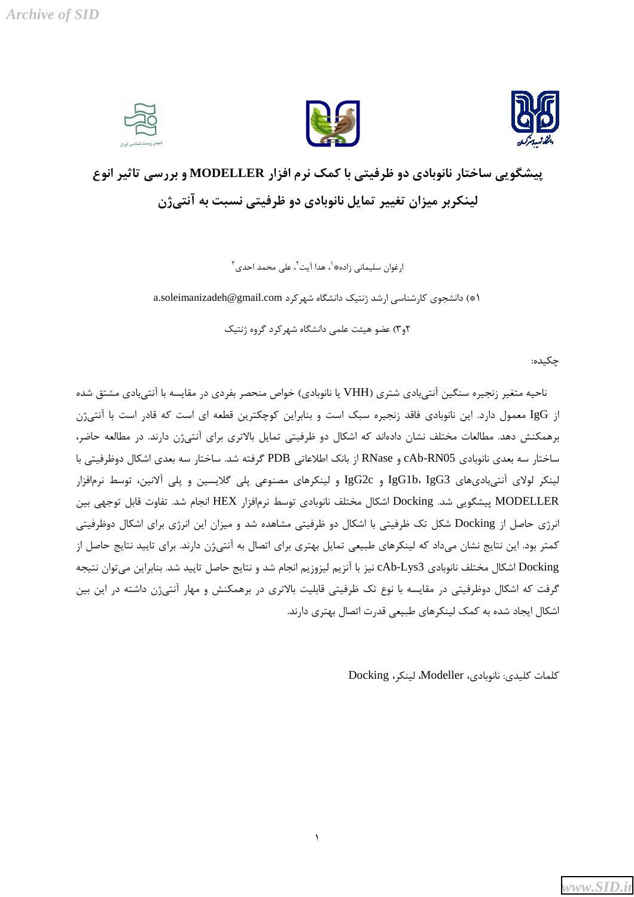# پیشگویی ساختار نانوبادی دو ظرفیتی با کمک نرم افزار MODELLER و بررسی تاثیر انوع لینکربر میزان تغییر تمایل نانوبادی دو ظرفیتی نسبت به آنتی‌ژن

ارغوان سلیمانی زاده*[1]، هدا آیت[2]، علی محمد احدی[3]

۱*) دانشجوی کارشناسی ارشد ژنتیک دانشگاه شهرکرد a.soleimanizadeh@gmail.com

۲و۳) عضو هیئت علمی دانشگاه شهرکرد گروه ژنتیک

چکیده:

ناحیه متغیر زنجیره سنگین آنتی‌بادی شتری (VHH یا نانوبادی) خواص منحصر بفردی در مقایسه با آنتی‌بادی مشتق شده از IgG معمول دارد. این نانوبادی فاقد زنجیره سبک است و بنابراین کوچکترین قطعه ای است که قادر است با آنتی‌ژن برهمکنش دهد. مطالعات مختلف نشان داده‌اند که اشکال دو ظرفیتی تمایل بالاتری برای آنتی‌ژن دارند. در مطالعه حاضر، ساختار سه بعدی نانوبادی cAb-RN05 و RNase از بانک اطلاعاتی PDB گرفته شد. ساختار سه بعدی اشکال دوظرفیتی با لینکر لولای آنتی‌بادی‌های IgG1b، IgG3 و IgG2c و لینکرهای مصنوعی پلی گلایسین و پلی آلانین، توسط نرم‌افزار MODELLER پیشگویی شد. Docking اشکال مختلف نانوبادی توسط نرم‌افزار HEX انجام شد. تفاوت قابل توجهی بین انرژی حاصل از Docking شکل تک ظرفیتی با اشکال دو ظرفیتی مشاهده شد و میزان این انرژی برای اشکال دوظرفیتی کمتر بود. این نتایج نشان می‌داد که لینکرهای طبیعی تمایل بهتری برای اتصال به آنتی‌ژن دارند. برای تایید نتایج حاصل از Docking اشکال مختلف نانوبادی cAb-Lys3 نیز با آنزیم لیزوزیم انجام شد و نتایج حاصل تایید شد. بنابراین می‌توان نتیجه گرفت که اشکال دوظرفیتی در مقایسه با نوع تک ظرفیتی قابلیت بالاتری در برهمکنش و مهار آنتی‌ژن داشته در این بین اشکال ایجاد شده به کمک لینکرهای طبیعی قدرت اتصال بهتری دارند.

کلمات کلیدی: نانوبادی، Modeller، لینکر، Docking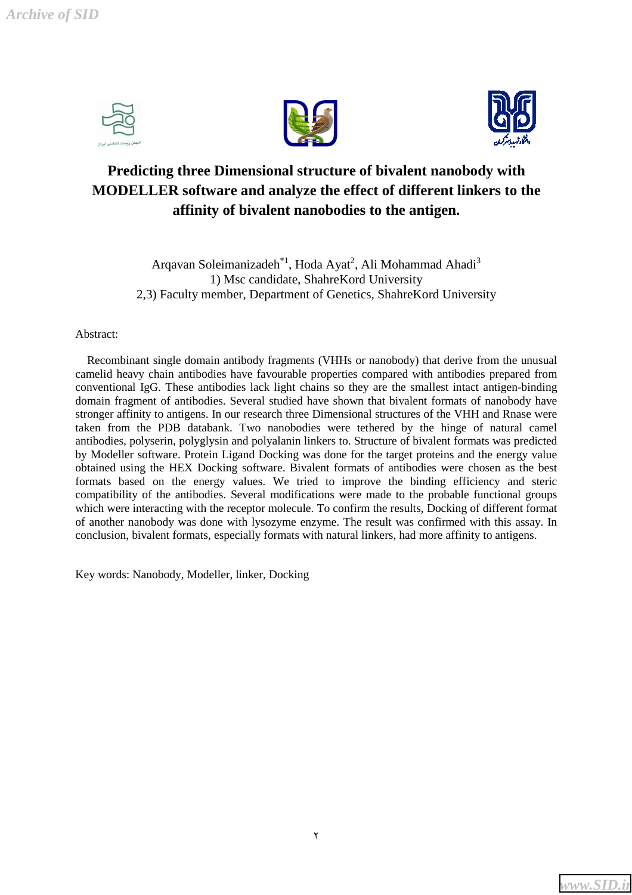# Predicting three Dimensional structure of bivalent nanobody with MODELLER software and analyze the effect of different linkers to the affinity of bivalent nanobodies to the antigen.

Arqavan Soleimanizadeh[*1], Hoda Ayat[2], Ali Mohammad Ahadi[3]

1) Msc candidate, ShahreKord University

2,3) Faculty member, Department of Genetics, ShahreKord University

Abstract:

Recombinant single domain antibody fragments (VHHs or nanobody) that derive from the unusual camelid heavy chain antibodies have favourable properties compared with antibodies prepared from conventional IgG. These antibodies lack light chains so they are the smallest intact antigen-binding domain fragment of antibodies. Several studied have shown that bivalent formats of nanobody have stronger affinity to antigens. In our research three Dimensional structures of the VHH and Rnase were taken from the PDB databank. Two nanobodies were tethered by the hinge of natural camel antibodies, polyserin, polyglysin and polyalanin linkers to. Structure of bivalent formats was predicted by Modeller software. Protein Ligand Docking was done for the target proteins and the energy value obtained using the HEX Docking software. Bivalent formats of antibodies were chosen as the best formats based on the energy values. We tried to improve the binding efficiency and steric compatibility of the antibodies. Several modifications were made to the probable functional groups which were interacting with the receptor molecule. To confirm the results, Docking of different format of another nanobody was done with lysozyme enzyme. The result was confirmed with this assay. In conclusion, bivalent formats, especially formats with natural linkers, had more affinity to antigens.

Key words: Nanobody, Modeller, linker, Docking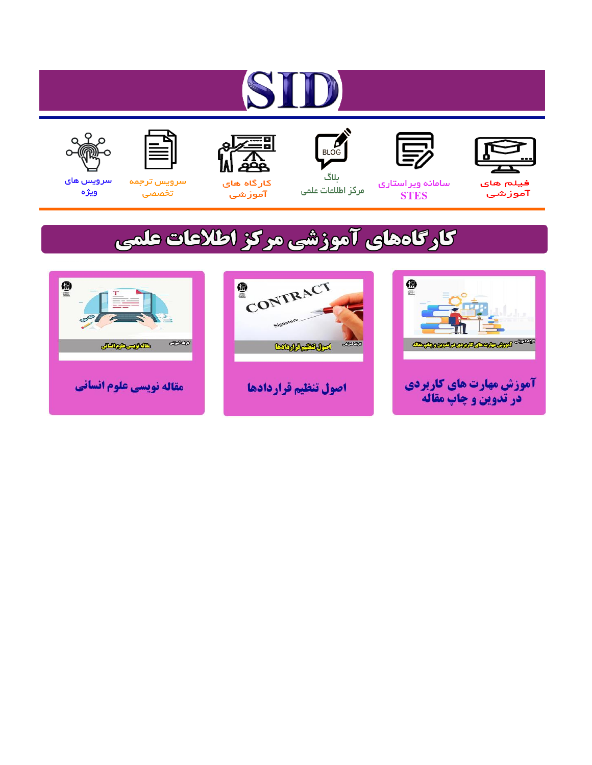# SID

فیلم های آموزشی

سامانه ویراستاری STES

بلاگ مرکز اطلاعات علمی

کارگاه های آموزشی

سرویس ترجمه تخصصی

سرویس های ویژه

## کارگاه‌های آموزشی مرکز اطلاعات علمی

آموزش مهارت های کاربردی در تدوین و چاپ مقاله

اصول تنظیم قراردادها

مقاله نویسی علوم انسانی